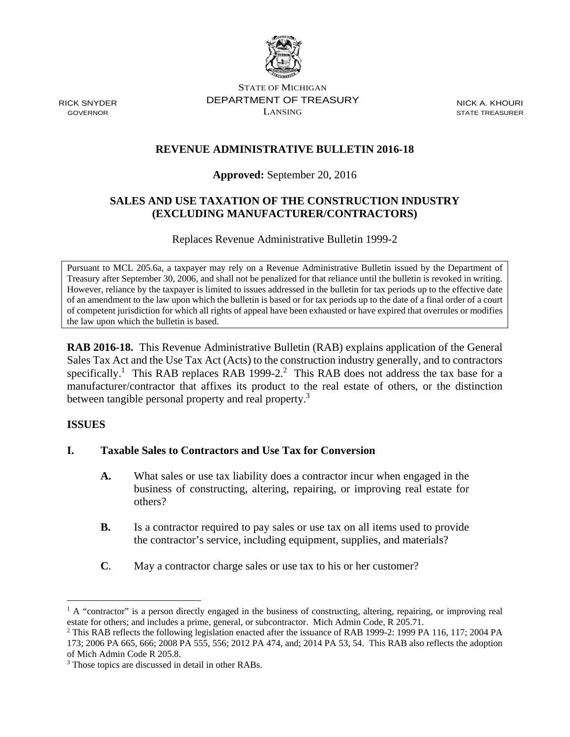STATE OF MICHIGAN
DEPARTMENT OF TREASURY
LANSING

RICK SNYDER
GOVERNOR

NICK A. KHOURI
STATE TREASURER

# REVENUE ADMINISTRATIVE BULLETIN 2016-18

**Approved:** September 20, 2016

## SALES AND USE TAXATION OF THE CONSTRUCTION INDUSTRY (EXCLUDING MANUFACTURER/CONTRACTORS)

Replaces Revenue Administrative Bulletin 1999-2

> Pursuant to MCL 205.6a, a taxpayer may rely on a Revenue Administrative Bulletin issued by the Department of Treasury after September 30, 2006, and shall not be penalized for that reliance until the bulletin is revoked in writing. However, reliance by the taxpayer is limited to issues addressed in the bulletin for tax periods up to the effective date of an amendment to the law upon which the bulletin is based or for tax periods up to the date of a final order of a court of competent jurisdiction for which all rights of appeal have been exhausted or have expired that overrules or modifies the law upon which the bulletin is based.

**RAB 2016-18.** This Revenue Administrative Bulletin (RAB) explains application of the General Sales Tax Act and the Use Tax Act (Acts) to the construction industry generally, and to contractors specifically.[1] This RAB replaces RAB 1999-2.[2] This RAB does not address the tax base for a manufacturer/contractor that affixes its product to the real estate of others, or the distinction between tangible personal property and real property.[3]

### ISSUES

**I. Taxable Sales to Contractors and Use Tax for Conversion**

**A.** What sales or use tax liability does a contractor incur when engaged in the business of constructing, altering, repairing, or improving real estate for others?

**B.** Is a contractor required to pay sales or use tax on all items used to provide the contractor's service, including equipment, supplies, and materials?

**C.** May a contractor charge sales or use tax to his or her customer?

---

[1] A "contractor" is a person directly engaged in the business of constructing, altering, repairing, or improving real estate for others; and includes a prime, general, or subcontractor. Mich Admin Code, R 205.71.

[2] This RAB reflects the following legislation enacted after the issuance of RAB 1999-2: 1999 PA 116, 117; 2004 PA 173; 2006 PA 665, 666; 2008 PA 555, 556; 2012 PA 474, and; 2014 PA 53, 54. This RAB also reflects the adoption of Mich Admin Code R 205.8.

[3] Those topics are discussed in detail in other RABs.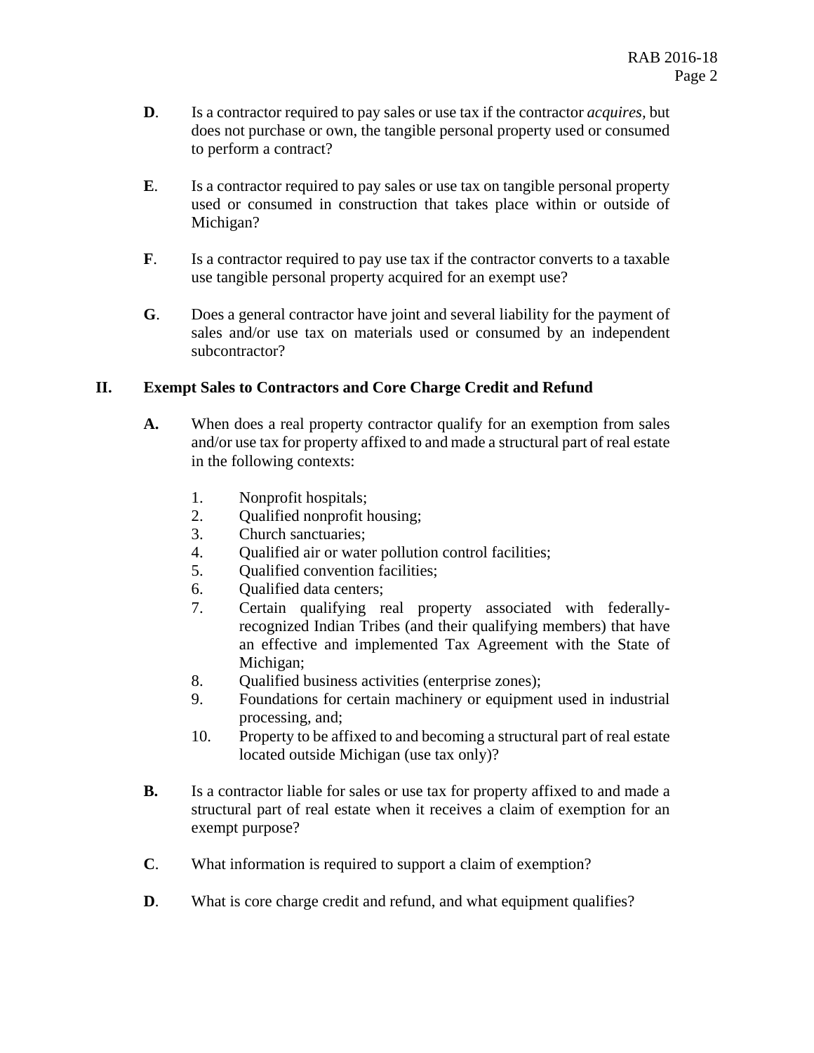**D**. Is a contractor required to pay sales or use tax if the contractor *acquires*, but does not purchase or own, the tangible personal property used or consumed to perform a contract?

**E**. Is a contractor required to pay sales or use tax on tangible personal property used or consumed in construction that takes place within or outside of Michigan?

**F**. Is a contractor required to pay use tax if the contractor converts to a taxable use tangible personal property acquired for an exempt use?

**G**. Does a general contractor have joint and several liability for the payment of sales and/or use tax on materials used or consumed by an independent subcontractor?

## II. Exempt Sales to Contractors and Core Charge Credit and Refund

**A.** When does a real property contractor qualify for an exemption from sales and/or use tax for property affixed to and made a structural part of real estate in the following contexts:

1. Nonprofit hospitals;
2. Qualified nonprofit housing;
3. Church sanctuaries;
4. Qualified air or water pollution control facilities;
5. Qualified convention facilities;
6. Qualified data centers;
7. Certain qualifying real property associated with federally-recognized Indian Tribes (and their qualifying members) that have an effective and implemented Tax Agreement with the State of Michigan;
8. Qualified business activities (enterprise zones);
9. Foundations for certain machinery or equipment used in industrial processing, and;
10. Property to be affixed to and becoming a structural part of real estate located outside Michigan (use tax only)?

**B.** Is a contractor liable for sales or use tax for property affixed to and made a structural part of real estate when it receives a claim of exemption for an exempt purpose?

**C**. What information is required to support a claim of exemption?

**D**. What is core charge credit and refund, and what equipment qualifies?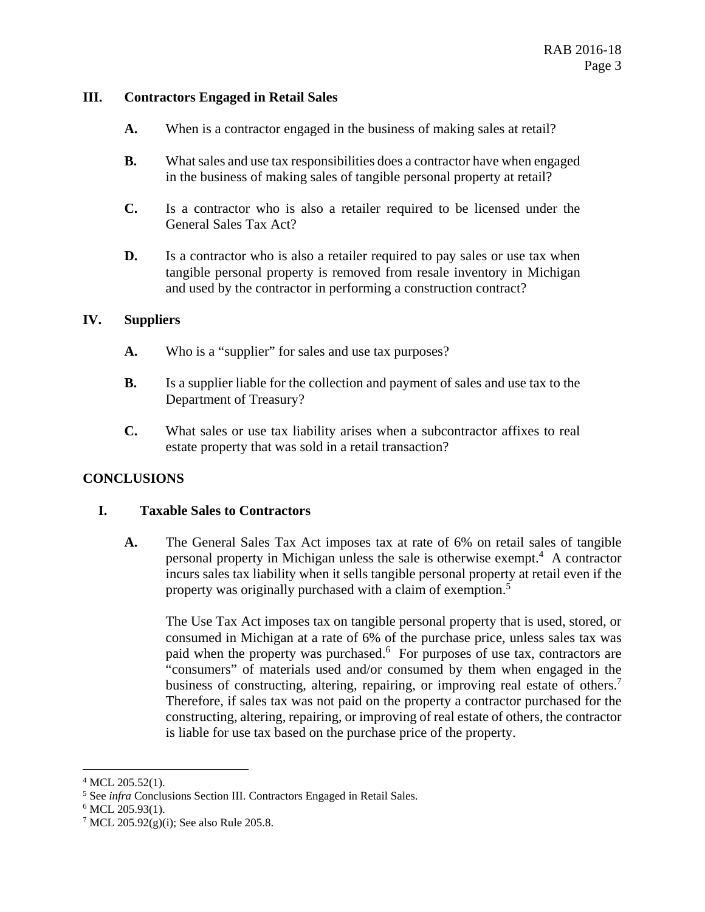## III. Contractors Engaged in Retail Sales

**A.** When is a contractor engaged in the business of making sales at retail?

**B.** What sales and use tax responsibilities does a contractor have when engaged in the business of making sales of tangible personal property at retail?

**C.** Is a contractor who is also a retailer required to be licensed under the General Sales Tax Act?

**D.** Is a contractor who is also a retailer required to pay sales or use tax when tangible personal property is removed from resale inventory in Michigan and used by the contractor in performing a construction contract?

## IV. Suppliers

**A.** Who is a "supplier" for sales and use tax purposes?

**B.** Is a supplier liable for the collection and payment of sales and use tax to the Department of Treasury?

**C.** What sales or use tax liability arises when a subcontractor affixes to real estate property that was sold in a retail transaction?

## CONCLUSIONS

### I. Taxable Sales to Contractors

**A.** The General Sales Tax Act imposes tax at rate of 6% on retail sales of tangible personal property in Michigan unless the sale is otherwise exempt.[4] A contractor incurs sales tax liability when it sells tangible personal property at retail even if the property was originally purchased with a claim of exemption.[5]

The Use Tax Act imposes tax on tangible personal property that is used, stored, or consumed in Michigan at a rate of 6% of the purchase price, unless sales tax was paid when the property was purchased.[6] For purposes of use tax, contractors are "consumers" of materials used and/or consumed by them when engaged in the business of constructing, altering, repairing, or improving real estate of others.[7] Therefore, if sales tax was not paid on the property a contractor purchased for the constructing, altering, repairing, or improving of real estate of others, the contractor is liable for use tax based on the purchase price of the property.

---

[4] MCL 205.52(1).

[5] See *infra* Conclusions Section III. Contractors Engaged in Retail Sales.

[6] MCL 205.93(1).

[7] MCL 205.92(g)(i); See also Rule 205.8.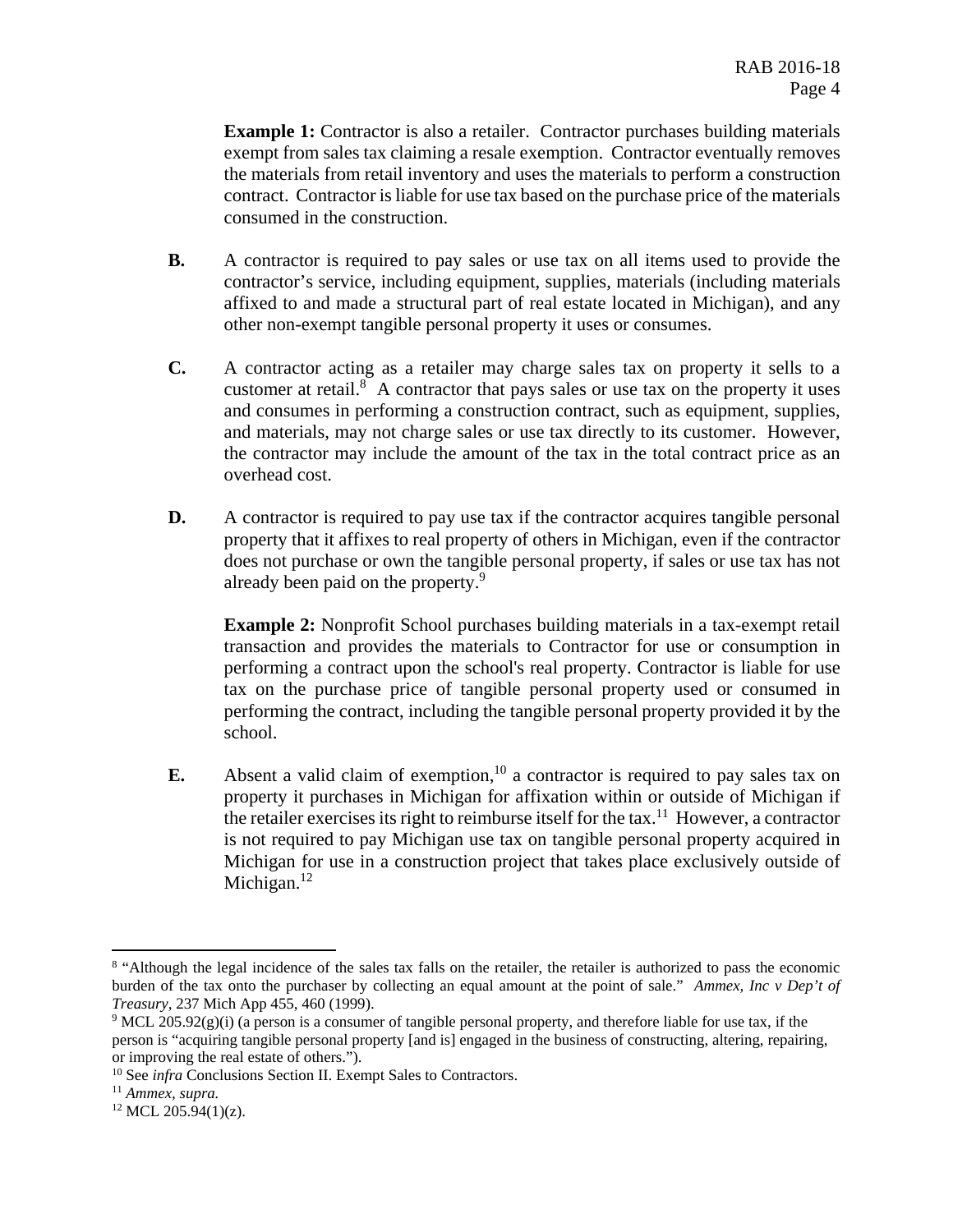**Example 1:** Contractor is also a retailer. Contractor purchases building materials exempt from sales tax claiming a resale exemption. Contractor eventually removes the materials from retail inventory and uses the materials to perform a construction contract. Contractor is liable for use tax based on the purchase price of the materials consumed in the construction.

**B.** A contractor is required to pay sales or use tax on all items used to provide the contractor's service, including equipment, supplies, materials (including materials affixed to and made a structural part of real estate located in Michigan), and any other non-exempt tangible personal property it uses or consumes.

**C.** A contractor acting as a retailer may charge sales tax on property it sells to a customer at retail.[8] A contractor that pays sales or use tax on the property it uses and consumes in performing a construction contract, such as equipment, supplies, and materials, may not charge sales or use tax directly to its customer. However, the contractor may include the amount of the tax in the total contract price as an overhead cost.

**D.** A contractor is required to pay use tax if the contractor acquires tangible personal property that it affixes to real property of others in Michigan, even if the contractor does not purchase or own the tangible personal property, if sales or use tax has not already been paid on the property.[9]

**Example 2:** Nonprofit School purchases building materials in a tax-exempt retail transaction and provides the materials to Contractor for use or consumption in performing a contract upon the school's real property. Contractor is liable for use tax on the purchase price of tangible personal property used or consumed in performing the contract, including the tangible personal property provided it by the school.

**E.** Absent a valid claim of exemption,[10] a contractor is required to pay sales tax on property it purchases in Michigan for affixation within or outside of Michigan if the retailer exercises its right to reimburse itself for the tax.[11] However, a contractor is not required to pay Michigan use tax on tangible personal property acquired in Michigan for use in a construction project that takes place exclusively outside of Michigan.[12]

---

[8] "Although the legal incidence of the sales tax falls on the retailer, the retailer is authorized to pass the economic burden of the tax onto the purchaser by collecting an equal amount at the point of sale." *Ammex, Inc v Dep't of Treasury*, 237 Mich App 455, 460 (1999).

[9] MCL 205.92(g)(i) (a person is a consumer of tangible personal property, and therefore liable for use tax, if the person is "acquiring tangible personal property [and is] engaged in the business of constructing, altering, repairing, or improving the real estate of others.").

[10] See *infra* Conclusions Section II. Exempt Sales to Contractors.

[11] *Ammex, supra.*

[12] MCL 205.94(1)(z).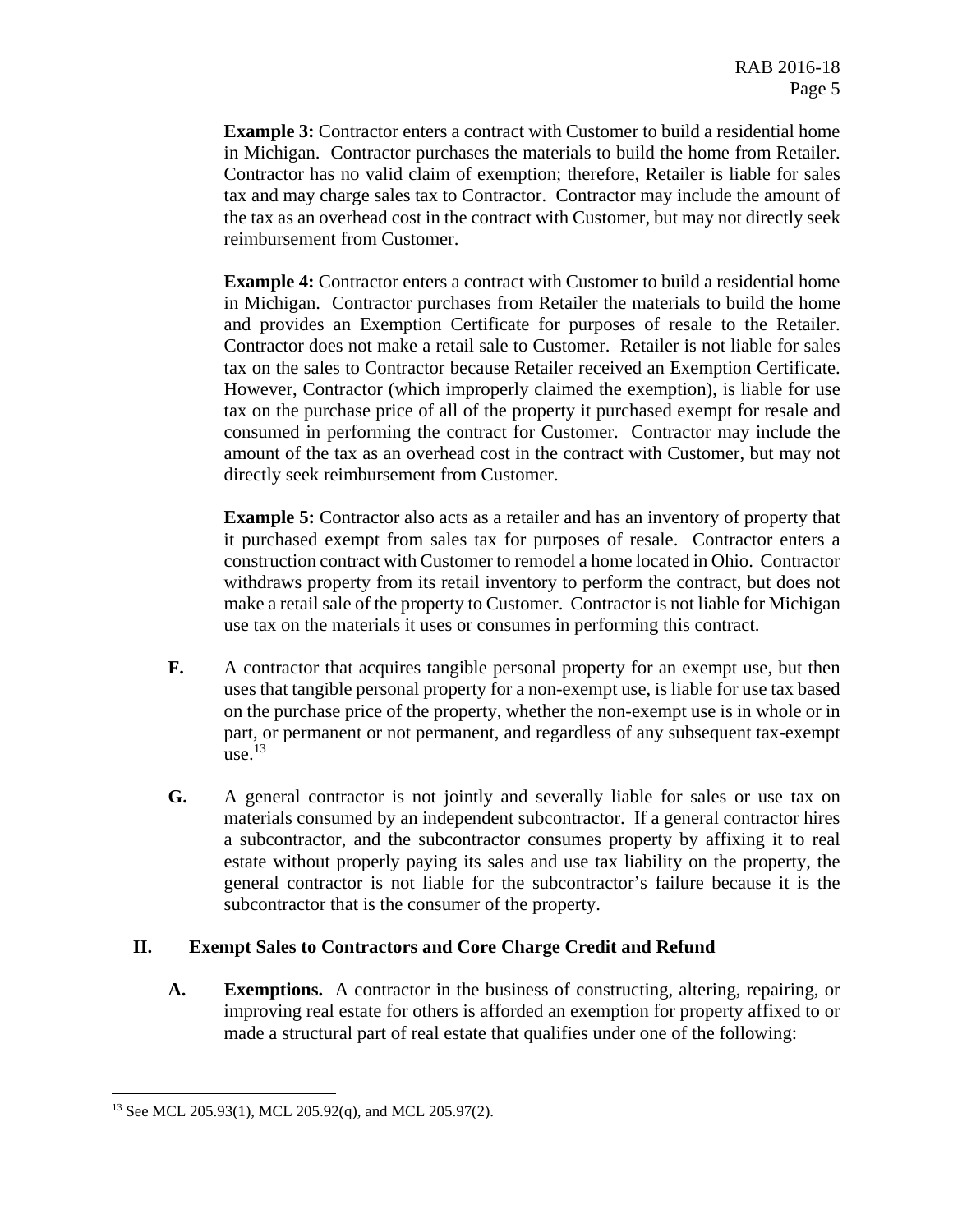**Example 3:** Contractor enters a contract with Customer to build a residential home in Michigan. Contractor purchases the materials to build the home from Retailer. Contractor has no valid claim of exemption; therefore, Retailer is liable for sales tax and may charge sales tax to Contractor. Contractor may include the amount of the tax as an overhead cost in the contract with Customer, but may not directly seek reimbursement from Customer.

**Example 4:** Contractor enters a contract with Customer to build a residential home in Michigan. Contractor purchases from Retailer the materials to build the home and provides an Exemption Certificate for purposes of resale to the Retailer. Contractor does not make a retail sale to Customer. Retailer is not liable for sales tax on the sales to Contractor because Retailer received an Exemption Certificate. However, Contractor (which improperly claimed the exemption), is liable for use tax on the purchase price of all of the property it purchased exempt for resale and consumed in performing the contract for Customer. Contractor may include the amount of the tax as an overhead cost in the contract with Customer, but may not directly seek reimbursement from Customer.

**Example 5:** Contractor also acts as a retailer and has an inventory of property that it purchased exempt from sales tax for purposes of resale. Contractor enters a construction contract with Customer to remodel a home located in Ohio. Contractor withdraws property from its retail inventory to perform the contract, but does not make a retail sale of the property to Customer. Contractor is not liable for Michigan use tax on the materials it uses or consumes in performing this contract.

**F.** A contractor that acquires tangible personal property for an exempt use, but then uses that tangible personal property for a non-exempt use, is liable for use tax based on the purchase price of the property, whether the non-exempt use is in whole or in part, or permanent or not permanent, and regardless of any subsequent tax-exempt use.[13]

**G.** A general contractor is not jointly and severally liable for sales or use tax on materials consumed by an independent subcontractor. If a general contractor hires a subcontractor, and the subcontractor consumes property by affixing it to real estate without properly paying its sales and use tax liability on the property, the general contractor is not liable for the subcontractor's failure because it is the subcontractor that is the consumer of the property.

## II. Exempt Sales to Contractors and Core Charge Credit and Refund

**A. Exemptions.** A contractor in the business of constructing, altering, repairing, or improving real estate for others is afforded an exemption for property affixed to or made a structural part of real estate that qualifies under one of the following:

[13] See MCL 205.93(1), MCL 205.92(q), and MCL 205.97(2).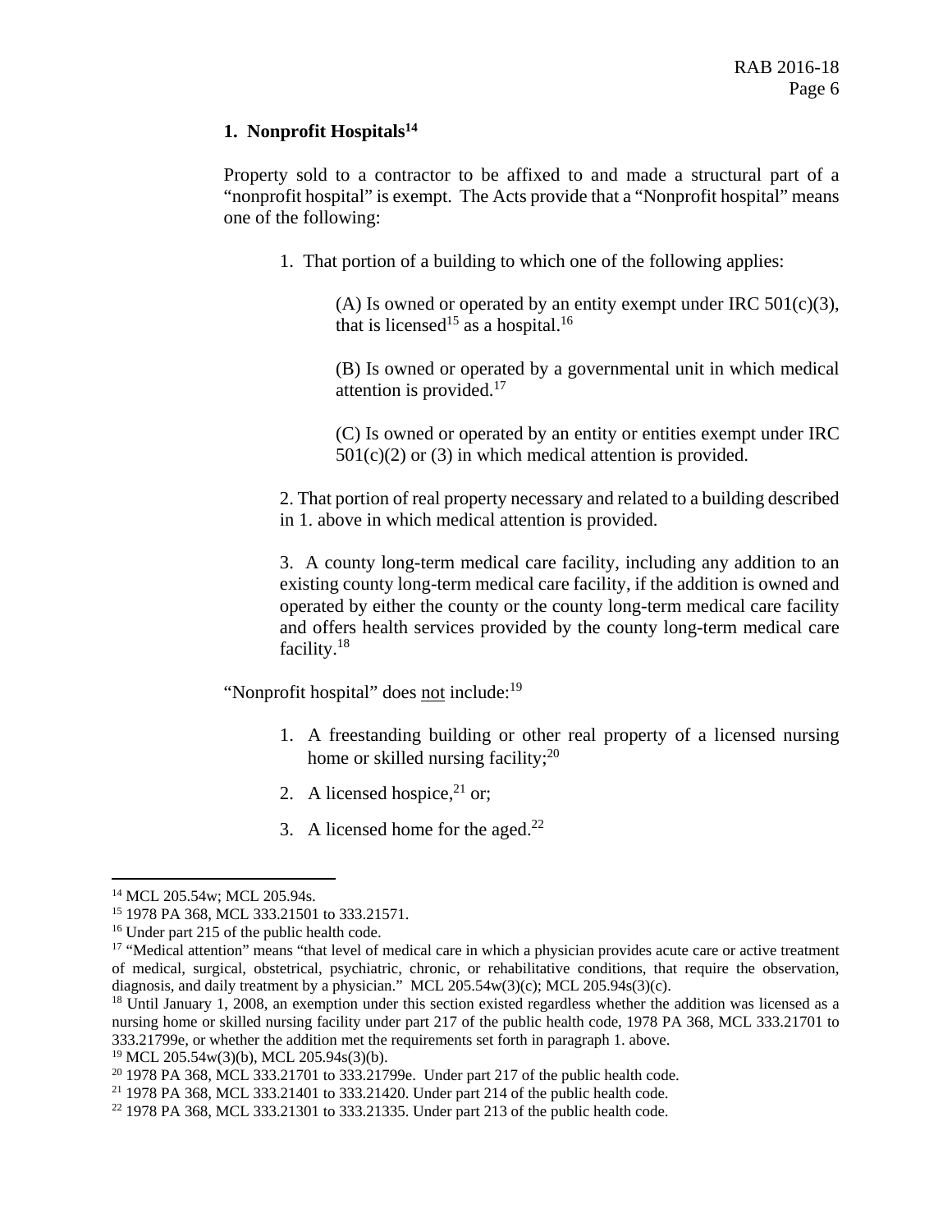### 1. Nonprofit Hospitals[14]

Property sold to a contractor to be affixed to and made a structural part of a "nonprofit hospital" is exempt. The Acts provide that a "Nonprofit hospital" means one of the following:

1. That portion of a building to which one of the following applies:

   (A) Is owned or operated by an entity exempt under IRC 501(c)(3), that is licensed[15] as a hospital.[16]

   (B) Is owned or operated by a governmental unit in which medical attention is provided.[17]

   (C) Is owned or operated by an entity or entities exempt under IRC 501(c)(2) or (3) in which medical attention is provided.

2. That portion of real property necessary and related to a building described in 1. above in which medical attention is provided.

3. A county long-term medical care facility, including any addition to an existing county long-term medical care facility, if the addition is owned and operated by either the county or the county long-term medical care facility and offers health services provided by the county long-term medical care facility.[18]

"Nonprofit hospital" does not include:[19]

1. A freestanding building or other real property of a licensed nursing home or skilled nursing facility;[20]
2. A licensed hospice,[21] or;
3. A licensed home for the aged.[22]

---

[14] MCL 205.54w; MCL 205.94s.

[15] 1978 PA 368, MCL 333.21501 to 333.21571.

[16] Under part 215 of the public health code.

[17] "Medical attention" means "that level of medical care in which a physician provides acute care or active treatment of medical, surgical, obstetrical, psychiatric, chronic, or rehabilitative conditions, that require the observation, diagnosis, and daily treatment by a physician." MCL 205.54w(3)(c); MCL 205.94s(3)(c).

[18] Until January 1, 2008, an exemption under this section existed regardless whether the addition was licensed as a nursing home or skilled nursing facility under part 217 of the public health code, 1978 PA 368, MCL 333.21701 to 333.21799e, or whether the addition met the requirements set forth in paragraph 1. above.

[19] MCL 205.54w(3)(b), MCL 205.94s(3)(b).

[20] 1978 PA 368, MCL 333.21701 to 333.21799e. Under part 217 of the public health code.

[21] 1978 PA 368, MCL 333.21401 to 333.21420. Under part 214 of the public health code.

[22] 1978 PA 368, MCL 333.21301 to 333.21335. Under part 213 of the public health code.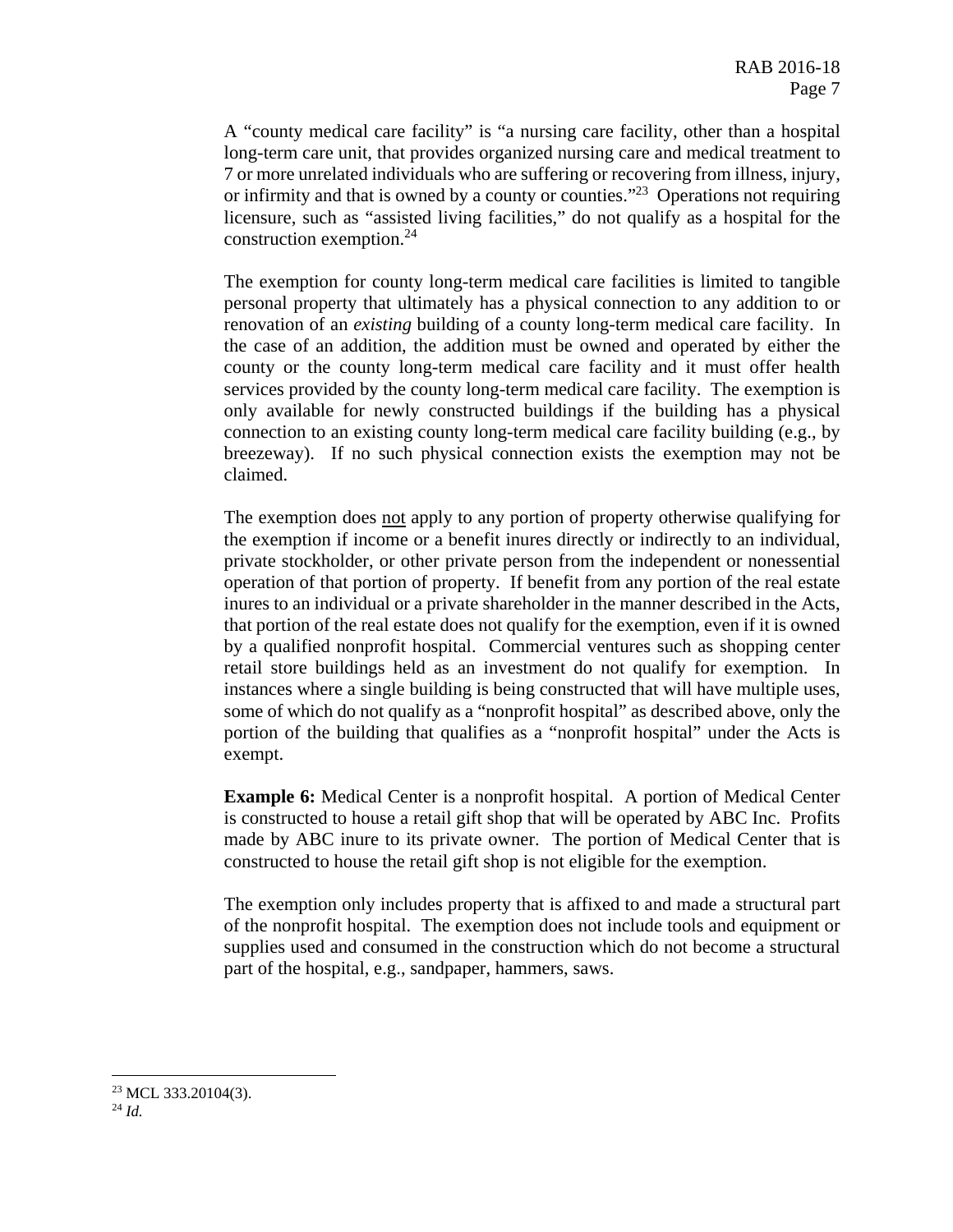A "county medical care facility" is "a nursing care facility, other than a hospital long-term care unit, that provides organized nursing care and medical treatment to 7 or more unrelated individuals who are suffering or recovering from illness, injury, or infirmity and that is owned by a county or counties."[23] Operations not requiring licensure, such as "assisted living facilities," do not qualify as a hospital for the construction exemption.[24]

The exemption for county long-term medical care facilities is limited to tangible personal property that ultimately has a physical connection to any addition to or renovation of an *existing* building of a county long-term medical care facility. In the case of an addition, the addition must be owned and operated by either the county or the county long-term medical care facility and it must offer health services provided by the county long-term medical care facility. The exemption is only available for newly constructed buildings if the building has a physical connection to an existing county long-term medical care facility building (e.g., by breezeway). If no such physical connection exists the exemption may not be claimed.

The exemption does <u>not</u> apply to any portion of property otherwise qualifying for the exemption if income or a benefit inures directly or indirectly to an individual, private stockholder, or other private person from the independent or nonessential operation of that portion of property. If benefit from any portion of the real estate inures to an individual or a private shareholder in the manner described in the Acts, that portion of the real estate does not qualify for the exemption, even if it is owned by a qualified nonprofit hospital. Commercial ventures such as shopping center retail store buildings held as an investment do not qualify for exemption. In instances where a single building is being constructed that will have multiple uses, some of which do not qualify as a "nonprofit hospital" as described above, only the portion of the building that qualifies as a "nonprofit hospital" under the Acts is exempt.

**Example 6:** Medical Center is a nonprofit hospital. A portion of Medical Center is constructed to house a retail gift shop that will be operated by ABC Inc. Profits made by ABC inure to its private owner. The portion of Medical Center that is constructed to house the retail gift shop is not eligible for the exemption.

The exemption only includes property that is affixed to and made a structural part of the nonprofit hospital. The exemption does not include tools and equipment or supplies used and consumed in the construction which do not become a structural part of the hospital, e.g., sandpaper, hammers, saws.

---

[23] MCL 333.20104(3).

[24] *Id.*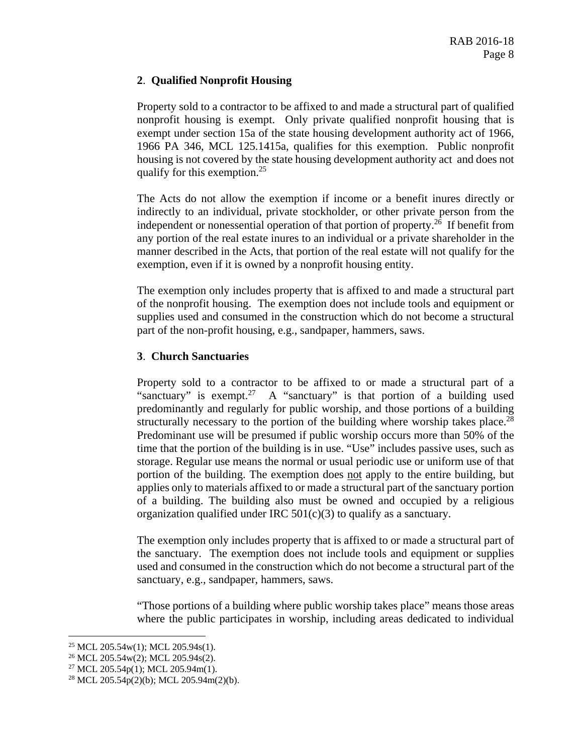**2**. **Qualified Nonprofit Housing**

Property sold to a contractor to be affixed to and made a structural part of qualified nonprofit housing is exempt. Only private qualified nonprofit housing that is exempt under section 15a of the state housing development authority act of 1966, 1966 PA 346, MCL 125.1415a, qualifies for this exemption. Public nonprofit housing is not covered by the state housing development authority act and does not qualify for this exemption.[25]

The Acts do not allow the exemption if income or a benefit inures directly or indirectly to an individual, private stockholder, or other private person from the independent or nonessential operation of that portion of property.[26] If benefit from any portion of the real estate inures to an individual or a private shareholder in the manner described in the Acts, that portion of the real estate will not qualify for the exemption, even if it is owned by a nonprofit housing entity.

The exemption only includes property that is affixed to and made a structural part of the nonprofit housing. The exemption does not include tools and equipment or supplies used and consumed in the construction which do not become a structural part of the non-profit housing, e.g., sandpaper, hammers, saws.

**3**. **Church Sanctuaries**

Property sold to a contractor to be affixed to or made a structural part of a "sanctuary" is exempt.[27] A "sanctuary" is that portion of a building used predominantly and regularly for public worship, and those portions of a building structurally necessary to the portion of the building where worship takes place.[28] Predominant use will be presumed if public worship occurs more than 50% of the time that the portion of the building is in use. "Use" includes passive uses, such as storage. Regular use means the normal or usual periodic use or uniform use of that portion of the building. The exemption does not apply to the entire building, but applies only to materials affixed to or made a structural part of the sanctuary portion of a building. The building also must be owned and occupied by a religious organization qualified under IRC 501(c)(3) to qualify as a sanctuary.

The exemption only includes property that is affixed to or made a structural part of the sanctuary. The exemption does not include tools and equipment or supplies used and consumed in the construction which do not become a structural part of the sanctuary, e.g., sandpaper, hammers, saws.

"Those portions of a building where public worship takes place" means those areas where the public participates in worship, including areas dedicated to individual

---

[25] MCL 205.54w(1); MCL 205.94s(1).

[26] MCL 205.54w(2); MCL 205.94s(2).

[27] MCL 205.54p(1); MCL 205.94m(1).

[28] MCL 205.54p(2)(b); MCL 205.94m(2)(b).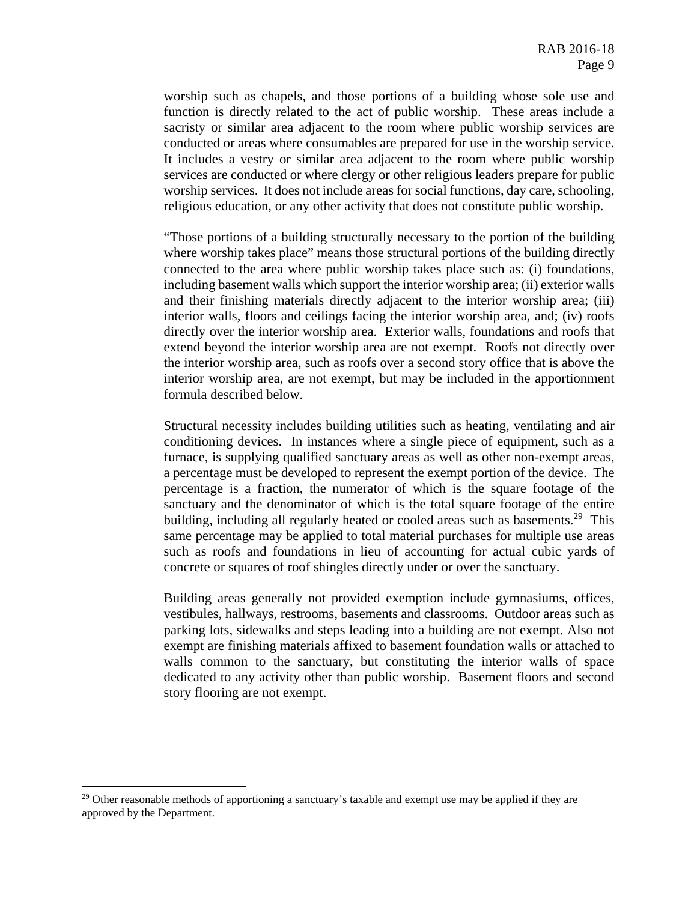worship such as chapels, and those portions of a building whose sole use and function is directly related to the act of public worship. These areas include a sacristy or similar area adjacent to the room where public worship services are conducted or areas where consumables are prepared for use in the worship service. It includes a vestry or similar area adjacent to the room where public worship services are conducted or where clergy or other religious leaders prepare for public worship services. It does not include areas for social functions, day care, schooling, religious education, or any other activity that does not constitute public worship.

"Those portions of a building structurally necessary to the portion of the building where worship takes place" means those structural portions of the building directly connected to the area where public worship takes place such as: (i) foundations, including basement walls which support the interior worship area; (ii) exterior walls and their finishing materials directly adjacent to the interior worship area; (iii) interior walls, floors and ceilings facing the interior worship area, and; (iv) roofs directly over the interior worship area. Exterior walls, foundations and roofs that extend beyond the interior worship area are not exempt. Roofs not directly over the interior worship area, such as roofs over a second story office that is above the interior worship area, are not exempt, but may be included in the apportionment formula described below.

Structural necessity includes building utilities such as heating, ventilating and air conditioning devices. In instances where a single piece of equipment, such as a furnace, is supplying qualified sanctuary areas as well as other non-exempt areas, a percentage must be developed to represent the exempt portion of the device. The percentage is a fraction, the numerator of which is the square footage of the sanctuary and the denominator of which is the total square footage of the entire building, including all regularly heated or cooled areas such as basements.[29] This same percentage may be applied to total material purchases for multiple use areas such as roofs and foundations in lieu of accounting for actual cubic yards of concrete or squares of roof shingles directly under or over the sanctuary.

Building areas generally not provided exemption include gymnasiums, offices, vestibules, hallways, restrooms, basements and classrooms. Outdoor areas such as parking lots, sidewalks and steps leading into a building are not exempt. Also not exempt are finishing materials affixed to basement foundation walls or attached to walls common to the sanctuary, but constituting the interior walls of space dedicated to any activity other than public worship. Basement floors and second story flooring are not exempt.

[29] Other reasonable methods of apportioning a sanctuary's taxable and exempt use may be applied if they are approved by the Department.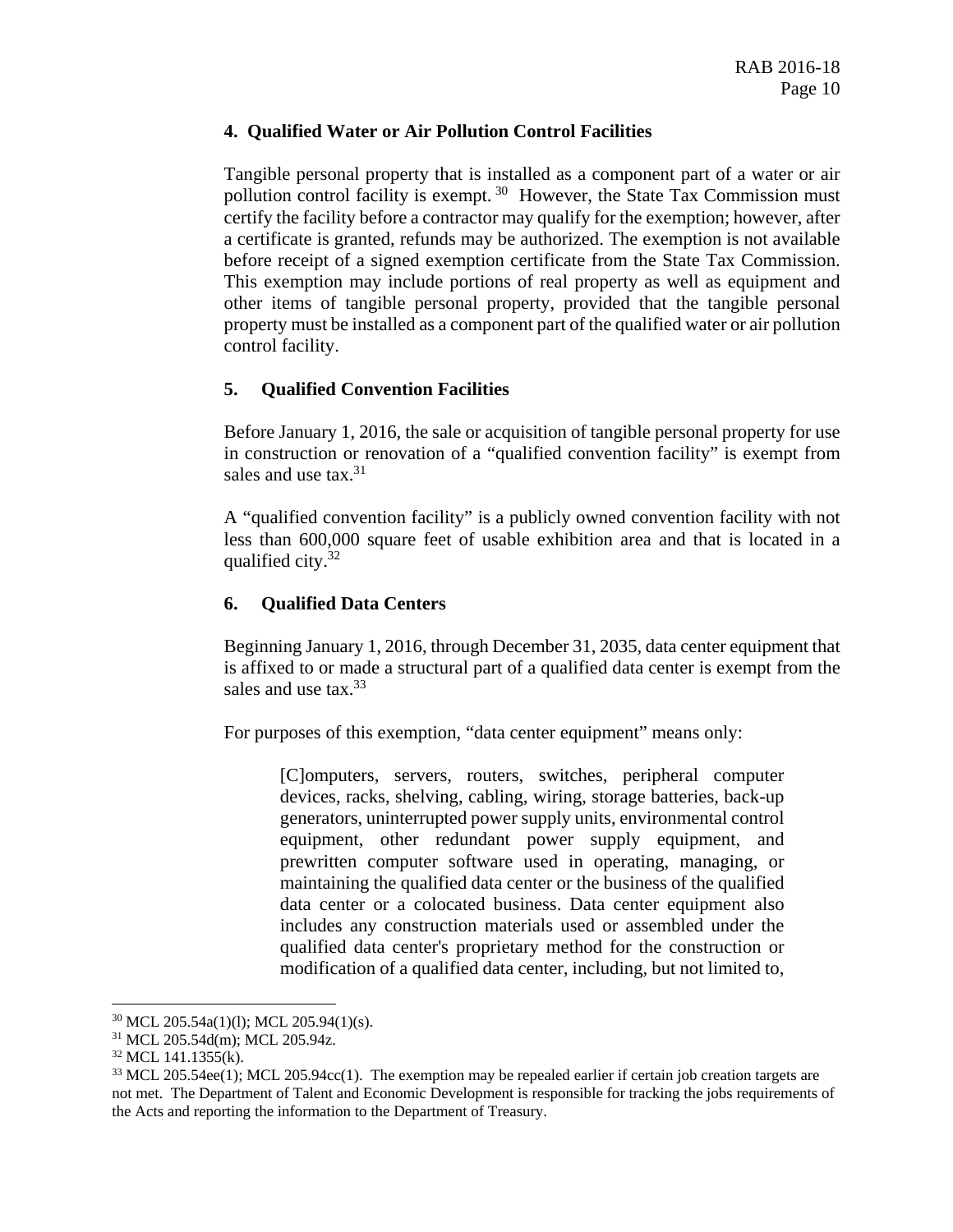### 4. Qualified Water or Air Pollution Control Facilities

Tangible personal property that is installed as a component part of a water or air pollution control facility is exempt.[30] However, the State Tax Commission must certify the facility before a contractor may qualify for the exemption; however, after a certificate is granted, refunds may be authorized. The exemption is not available before receipt of a signed exemption certificate from the State Tax Commission. This exemption may include portions of real property as well as equipment and other items of tangible personal property, provided that the tangible personal property must be installed as a component part of the qualified water or air pollution control facility.

### 5. Qualified Convention Facilities

Before January 1, 2016, the sale or acquisition of tangible personal property for use in construction or renovation of a "qualified convention facility" is exempt from sales and use tax.[31]

A "qualified convention facility" is a publicly owned convention facility with not less than 600,000 square feet of usable exhibition area and that is located in a qualified city.[32]

### 6. Qualified Data Centers

Beginning January 1, 2016, through December 31, 2035, data center equipment that is affixed to or made a structural part of a qualified data center is exempt from the sales and use tax.[33]

For purposes of this exemption, "data center equipment" means only:

> [C]omputers, servers, routers, switches, peripheral computer devices, racks, shelving, cabling, wiring, storage batteries, back-up generators, uninterrupted power supply units, environmental control equipment, other redundant power supply equipment, and prewritten computer software used in operating, managing, or maintaining the qualified data center or the business of the qualified data center or a colocated business. Data center equipment also includes any construction materials used or assembled under the qualified data center's proprietary method for the construction or modification of a qualified data center, including, but not limited to,

---

[30] MCL 205.54a(1)(l); MCL 205.94(1)(s).

[31] MCL 205.54d(m); MCL 205.94z.

[32] MCL 141.1355(k).

[33] MCL 205.54ee(1); MCL 205.94cc(1). The exemption may be repealed earlier if certain job creation targets are not met. The Department of Talent and Economic Development is responsible for tracking the jobs requirements of the Acts and reporting the information to the Department of Treasury.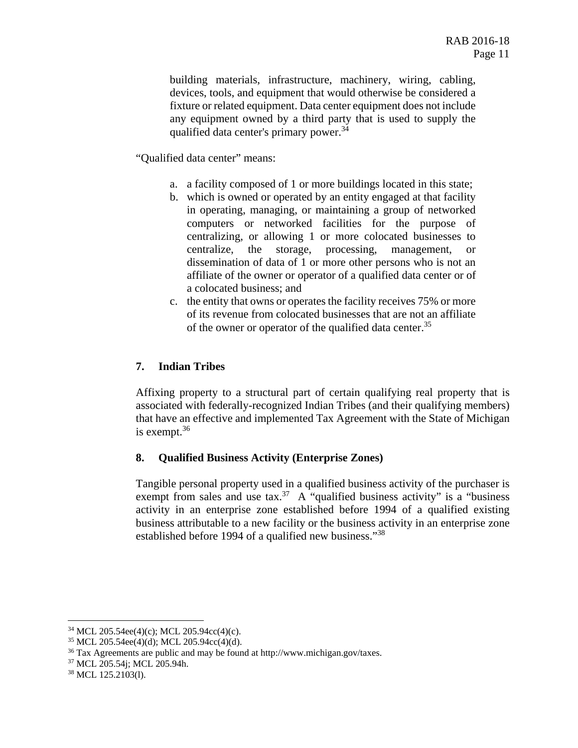building materials, infrastructure, machinery, wiring, cabling, devices, tools, and equipment that would otherwise be considered a fixture or related equipment. Data center equipment does not include any equipment owned by a third party that is used to supply the qualified data center's primary power.[34]

"Qualified data center" means:

a. a facility composed of 1 or more buildings located in this state;
b. which is owned or operated by an entity engaged at that facility in operating, managing, or maintaining a group of networked computers or networked facilities for the purpose of centralizing, or allowing 1 or more colocated businesses to centralize, the storage, processing, management, or dissemination of data of 1 or more other persons who is not an affiliate of the owner or operator of a qualified data center or of a colocated business; and
c. the entity that owns or operates the facility receives 75% or more of its revenue from colocated businesses that are not an affiliate of the owner or operator of the qualified data center.[35]

## 7. Indian Tribes

Affixing property to a structural part of certain qualifying real property that is associated with federally-recognized Indian Tribes (and their qualifying members) that have an effective and implemented Tax Agreement with the State of Michigan is exempt.[36]

## 8. Qualified Business Activity (Enterprise Zones)

Tangible personal property used in a qualified business activity of the purchaser is exempt from sales and use tax.[37] A "qualified business activity" is a "business activity in an enterprise zone established before 1994 of a qualified existing business attributable to a new facility or the business activity in an enterprise zone established before 1994 of a qualified new business."[38]

---

[34] MCL 205.54ee(4)(c); MCL 205.94cc(4)(c).
[35] MCL 205.54ee(4)(d); MCL 205.94cc(4)(d).
[36] Tax Agreements are public and may be found at http://www.michigan.gov/taxes.
[37] MCL 205.54j; MCL 205.94h.
[38] MCL 125.2103(l).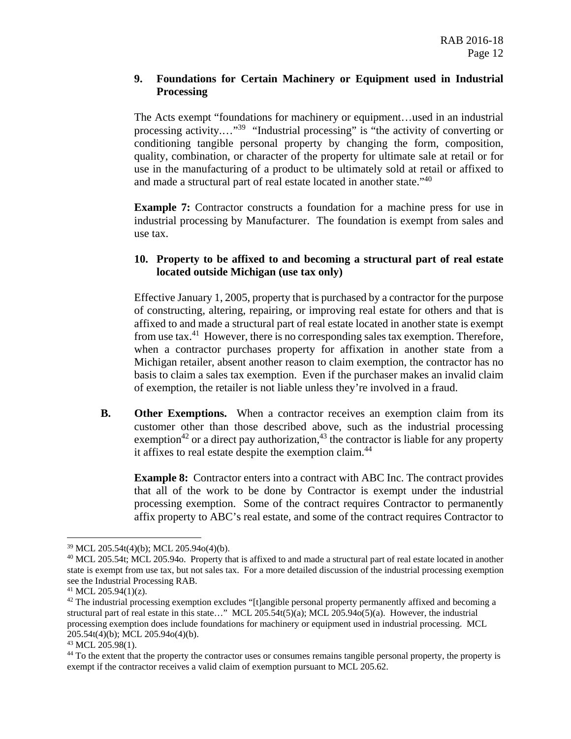### 9. Foundations for Certain Machinery or Equipment used in Industrial Processing

The Acts exempt "foundations for machinery or equipment…used in an industrial processing activity.…"[39] "Industrial processing" is "the activity of converting or conditioning tangible personal property by changing the form, composition, quality, combination, or character of the property for ultimate sale at retail or for use in the manufacturing of a product to be ultimately sold at retail or affixed to and made a structural part of real estate located in another state."[40]

**Example 7:** Contractor constructs a foundation for a machine press for use in industrial processing by Manufacturer. The foundation is exempt from sales and use tax.

### 10. Property to be affixed to and becoming a structural part of real estate located outside Michigan (use tax only)

Effective January 1, 2005, property that is purchased by a contractor for the purpose of constructing, altering, repairing, or improving real estate for others and that is affixed to and made a structural part of real estate located in another state is exempt from use tax.[41] However, there is no corresponding sales tax exemption. Therefore, when a contractor purchases property for affixation in another state from a Michigan retailer, absent another reason to claim exemption, the contractor has no basis to claim a sales tax exemption. Even if the purchaser makes an invalid claim of exemption, the retailer is not liable unless they're involved in a fraud.

**B. Other Exemptions.** When a contractor receives an exemption claim from its customer other than those described above, such as the industrial processing exemption[42] or a direct pay authorization,[43] the contractor is liable for any property it affixes to real estate despite the exemption claim.[44]

**Example 8:** Contractor enters into a contract with ABC Inc. The contract provides that all of the work to be done by Contractor is exempt under the industrial processing exemption. Some of the contract requires Contractor to permanently affix property to ABC's real estate, and some of the contract requires Contractor to

---

[39] MCL 205.54t(4)(b); MCL 205.94o(4)(b).

[40] MCL 205.54t; MCL 205.94o. Property that is affixed to and made a structural part of real estate located in another state is exempt from use tax, but not sales tax. For a more detailed discussion of the industrial processing exemption see the Industrial Processing RAB.

[41] MCL 205.94(1)(z).

[42] The industrial processing exemption excludes "[t]angible personal property permanently affixed and becoming a structural part of real estate in this state…" MCL 205.54t(5)(a); MCL 205.94o(5)(a). However, the industrial processing exemption does include foundations for machinery or equipment used in industrial processing. MCL 205.54t(4)(b); MCL 205.94o(4)(b).

[43] MCL 205.98(1).

[44] To the extent that the property the contractor uses or consumes remains tangible personal property, the property is exempt if the contractor receives a valid claim of exemption pursuant to MCL 205.62.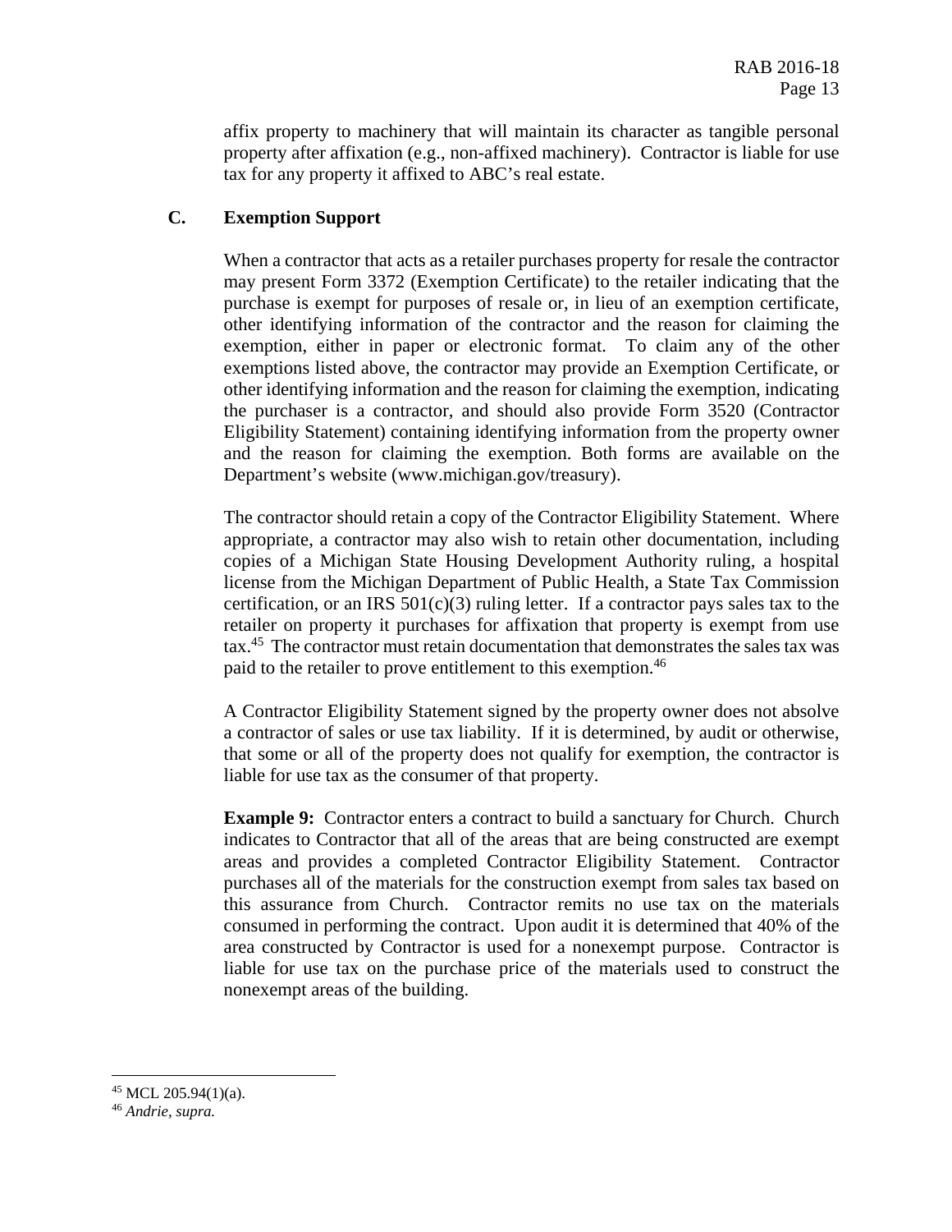affix property to machinery that will maintain its character as tangible personal property after affixation (e.g., non-affixed machinery). Contractor is liable for use tax for any property it affixed to ABC's real estate.

### C. Exemption Support

When a contractor that acts as a retailer purchases property for resale the contractor may present Form 3372 (Exemption Certificate) to the retailer indicating that the purchase is exempt for purposes of resale or, in lieu of an exemption certificate, other identifying information of the contractor and the reason for claiming the exemption, either in paper or electronic format. To claim any of the other exemptions listed above, the contractor may provide an Exemption Certificate, or other identifying information and the reason for claiming the exemption, indicating the purchaser is a contractor, and should also provide Form 3520 (Contractor Eligibility Statement) containing identifying information from the property owner and the reason for claiming the exemption. Both forms are available on the Department's website (www.michigan.gov/treasury).

The contractor should retain a copy of the Contractor Eligibility Statement. Where appropriate, a contractor may also wish to retain other documentation, including copies of a Michigan State Housing Development Authority ruling, a hospital license from the Michigan Department of Public Health, a State Tax Commission certification, or an IRS 501(c)(3) ruling letter. If a contractor pays sales tax to the retailer on property it purchases for affixation that property is exempt from use tax.[45] The contractor must retain documentation that demonstrates the sales tax was paid to the retailer to prove entitlement to this exemption.[46]

A Contractor Eligibility Statement signed by the property owner does not absolve a contractor of sales or use tax liability. If it is determined, by audit or otherwise, that some or all of the property does not qualify for exemption, the contractor is liable for use tax as the consumer of that property.

**Example 9:** Contractor enters a contract to build a sanctuary for Church. Church indicates to Contractor that all of the areas that are being constructed are exempt areas and provides a completed Contractor Eligibility Statement. Contractor purchases all of the materials for the construction exempt from sales tax based on this assurance from Church. Contractor remits no use tax on the materials consumed in performing the contract. Upon audit it is determined that 40% of the area constructed by Contractor is used for a nonexempt purpose. Contractor is liable for use tax on the purchase price of the materials used to construct the nonexempt areas of the building.

---

[45] MCL 205.94(1)(a).

[46] *Andrie, supra.*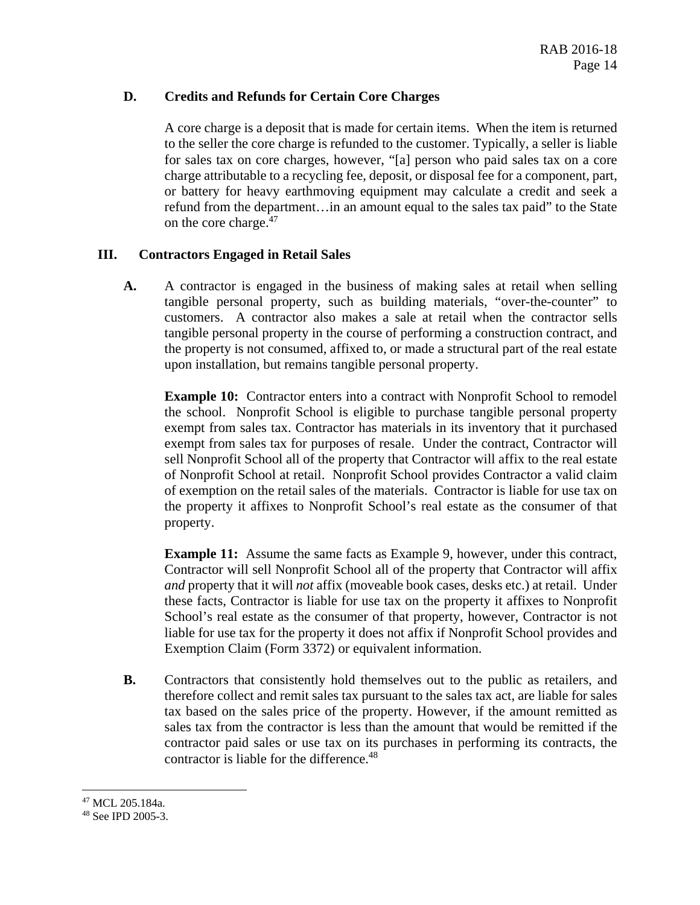### D. Credits and Refunds for Certain Core Charges

A core charge is a deposit that is made for certain items. When the item is returned to the seller the core charge is refunded to the customer. Typically, a seller is liable for sales tax on core charges, however, "[a] person who paid sales tax on a core charge attributable to a recycling fee, deposit, or disposal fee for a component, part, or battery for heavy earthmoving equipment may calculate a credit and seek a refund from the department…in an amount equal to the sales tax paid" to the State on the core charge.[47]

## III. Contractors Engaged in Retail Sales

**A.** A contractor is engaged in the business of making sales at retail when selling tangible personal property, such as building materials, "over-the-counter" to customers. A contractor also makes a sale at retail when the contractor sells tangible personal property in the course of performing a construction contract, and the property is not consumed, affixed to, or made a structural part of the real estate upon installation, but remains tangible personal property.

**Example 10:** Contractor enters into a contract with Nonprofit School to remodel the school. Nonprofit School is eligible to purchase tangible personal property exempt from sales tax. Contractor has materials in its inventory that it purchased exempt from sales tax for purposes of resale. Under the contract, Contractor will sell Nonprofit School all of the property that Contractor will affix to the real estate of Nonprofit School at retail. Nonprofit School provides Contractor a valid claim of exemption on the retail sales of the materials. Contractor is liable for use tax on the property it affixes to Nonprofit School's real estate as the consumer of that property.

**Example 11:** Assume the same facts as Example 9, however, under this contract, Contractor will sell Nonprofit School all of the property that Contractor will affix *and* property that it will *not* affix (moveable book cases, desks etc.) at retail. Under these facts, Contractor is liable for use tax on the property it affixes to Nonprofit School's real estate as the consumer of that property, however, Contractor is not liable for use tax for the property it does not affix if Nonprofit School provides and Exemption Claim (Form 3372) or equivalent information.

**B.** Contractors that consistently hold themselves out to the public as retailers, and therefore collect and remit sales tax pursuant to the sales tax act, are liable for sales tax based on the sales price of the property. However, if the amount remitted as sales tax from the contractor is less than the amount that would be remitted if the contractor paid sales or use tax on its purchases in performing its contracts, the contractor is liable for the difference.[48]

---

[47] MCL 205.184a.

[48] See IPD 2005-3.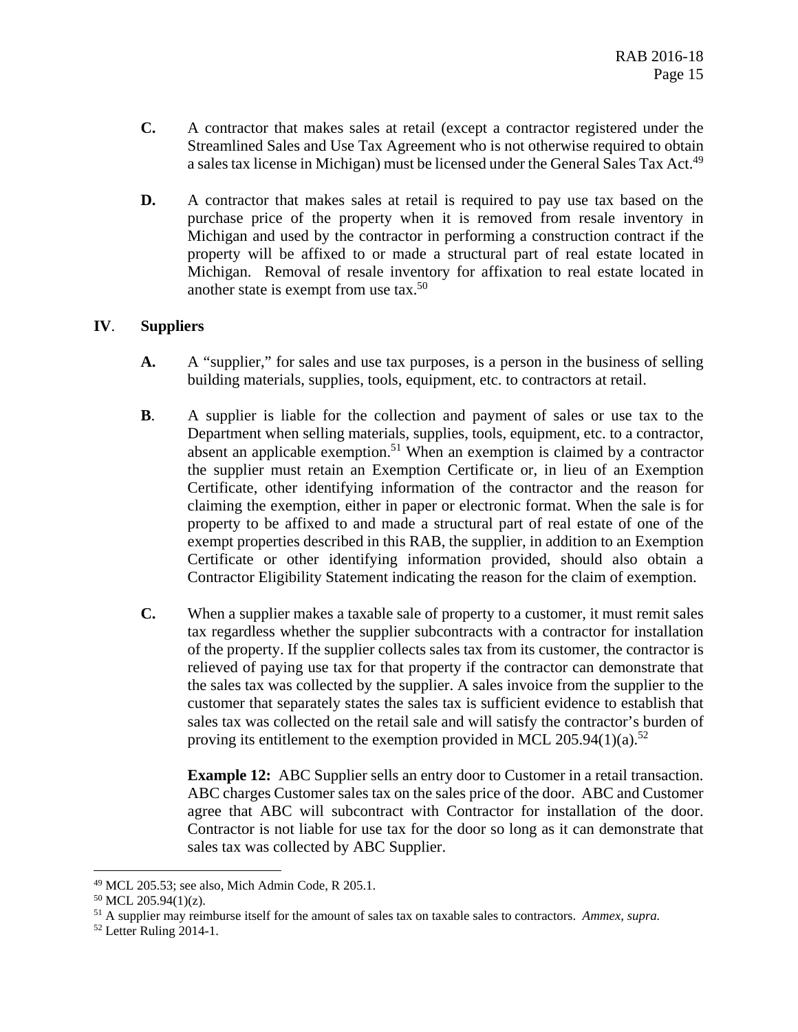**C.** A contractor that makes sales at retail (except a contractor registered under the Streamlined Sales and Use Tax Agreement who is not otherwise required to obtain a sales tax license in Michigan) must be licensed under the General Sales Tax Act.[49]

**D.** A contractor that makes sales at retail is required to pay use tax based on the purchase price of the property when it is removed from resale inventory in Michigan and used by the contractor in performing a construction contract if the property will be affixed to or made a structural part of real estate located in Michigan. Removal of resale inventory for affixation to real estate located in another state is exempt from use tax.[50]

## IV. Suppliers

**A.** A "supplier," for sales and use tax purposes, is a person in the business of selling building materials, supplies, tools, equipment, etc. to contractors at retail.

**B**. A supplier is liable for the collection and payment of sales or use tax to the Department when selling materials, supplies, tools, equipment, etc. to a contractor, absent an applicable exemption.[51] When an exemption is claimed by a contractor the supplier must retain an Exemption Certificate or, in lieu of an Exemption Certificate, other identifying information of the contractor and the reason for claiming the exemption, either in paper or electronic format. When the sale is for property to be affixed to and made a structural part of real estate of one of the exempt properties described in this RAB, the supplier, in addition to an Exemption Certificate or other identifying information provided, should also obtain a Contractor Eligibility Statement indicating the reason for the claim of exemption.

**C.** When a supplier makes a taxable sale of property to a customer, it must remit sales tax regardless whether the supplier subcontracts with a contractor for installation of the property. If the supplier collects sales tax from its customer, the contractor is relieved of paying use tax for that property if the contractor can demonstrate that the sales tax was collected by the supplier. A sales invoice from the supplier to the customer that separately states the sales tax is sufficient evidence to establish that sales tax was collected on the retail sale and will satisfy the contractor's burden of proving its entitlement to the exemption provided in MCL 205.94(1)(a).[52]

**Example 12:** ABC Supplier sells an entry door to Customer in a retail transaction. ABC charges Customer sales tax on the sales price of the door. ABC and Customer agree that ABC will subcontract with Contractor for installation of the door. Contractor is not liable for use tax for the door so long as it can demonstrate that sales tax was collected by ABC Supplier.

---

[49] MCL 205.53; see also, Mich Admin Code, R 205.1.

[50] MCL 205.94(1)(z).

[51] A supplier may reimburse itself for the amount of sales tax on taxable sales to contractors. *Ammex, supra.*

[52] Letter Ruling 2014-1.